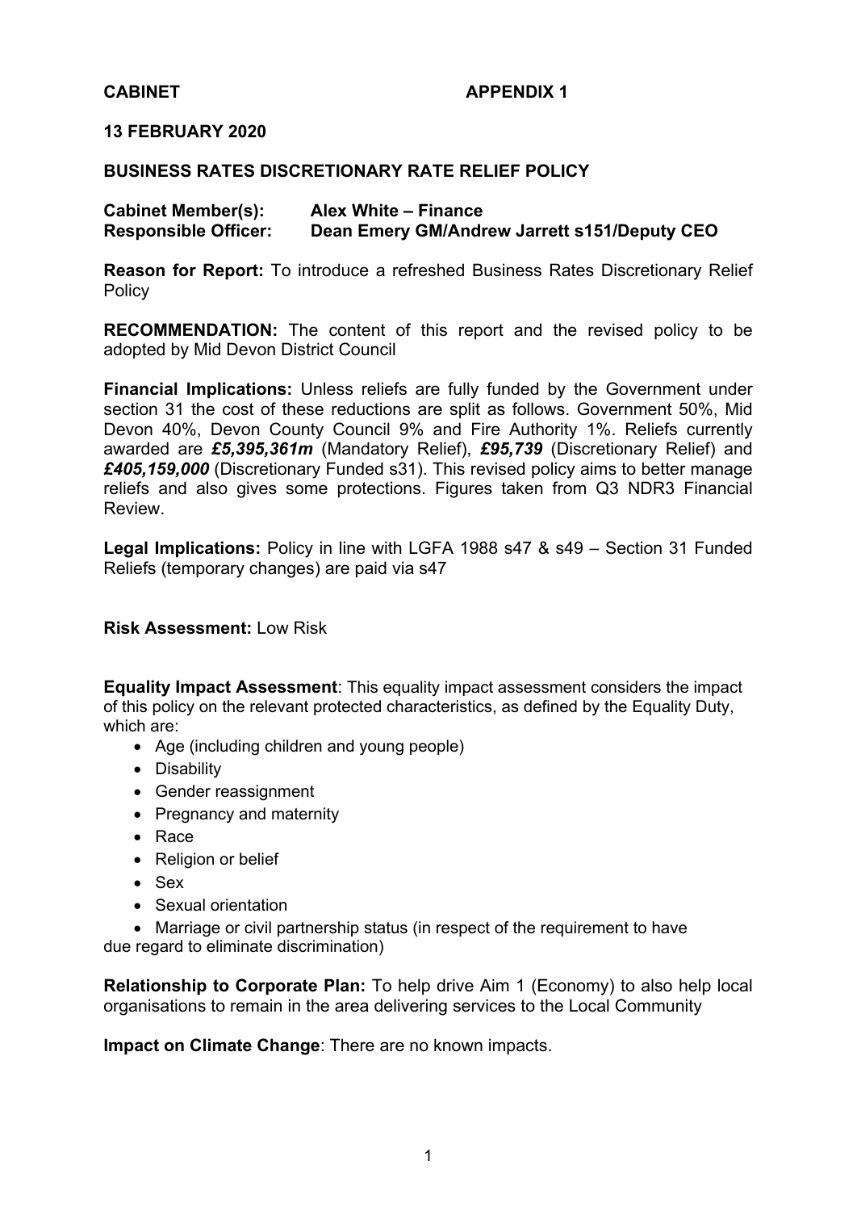**CABINET** **APPENDIX 1**

**13 FEBRUARY 2020**

**BUSINESS RATES DISCRETIONARY RATE RELIEF POLICY**

**Cabinet Member(s):** **Alex White – Finance**
**Responsible Officer:** **Dean Emery GM/Andrew Jarrett s151/Deputy CEO**

**Reason for Report:** To introduce a refreshed Business Rates Discretionary Relief Policy

**RECOMMENDATION:** The content of this report and the revised policy to be adopted by Mid Devon District Council

**Financial Implications:** Unless reliefs are fully funded by the Government under section 31 the cost of these reductions are split as follows. Government 50%, Mid Devon 40%, Devon County Council 9% and Fire Authority 1%. Reliefs currently awarded are ***£5,395,361m*** (Mandatory Relief), ***£95,739*** (Discretionary Relief) and ***£405,159,000*** (Discretionary Funded s31). This revised policy aims to better manage reliefs and also gives some protections. Figures taken from Q3 NDR3 Financial Review.

**Legal Implications:** Policy in line with LGFA 1988 s47 & s49 – Section 31 Funded Reliefs (temporary changes) are paid via s47

**Risk Assessment:** Low Risk

**Equality Impact Assessment**: This equality impact assessment considers the impact of this policy on the relevant protected characteristics, as defined by the Equality Duty, which are:

- Age (including children and young people)
- Disability
- Gender reassignment
- Pregnancy and maternity
- Race
- Religion or belief
- Sex
- Sexual orientation
- Marriage or civil partnership status (in respect of the requirement to have due regard to eliminate discrimination)

**Relationship to Corporate Plan:** To help drive Aim 1 (Economy) to also help local organisations to remain in the area delivering services to the Local Community

**Impact on Climate Change**: There are no known impacts.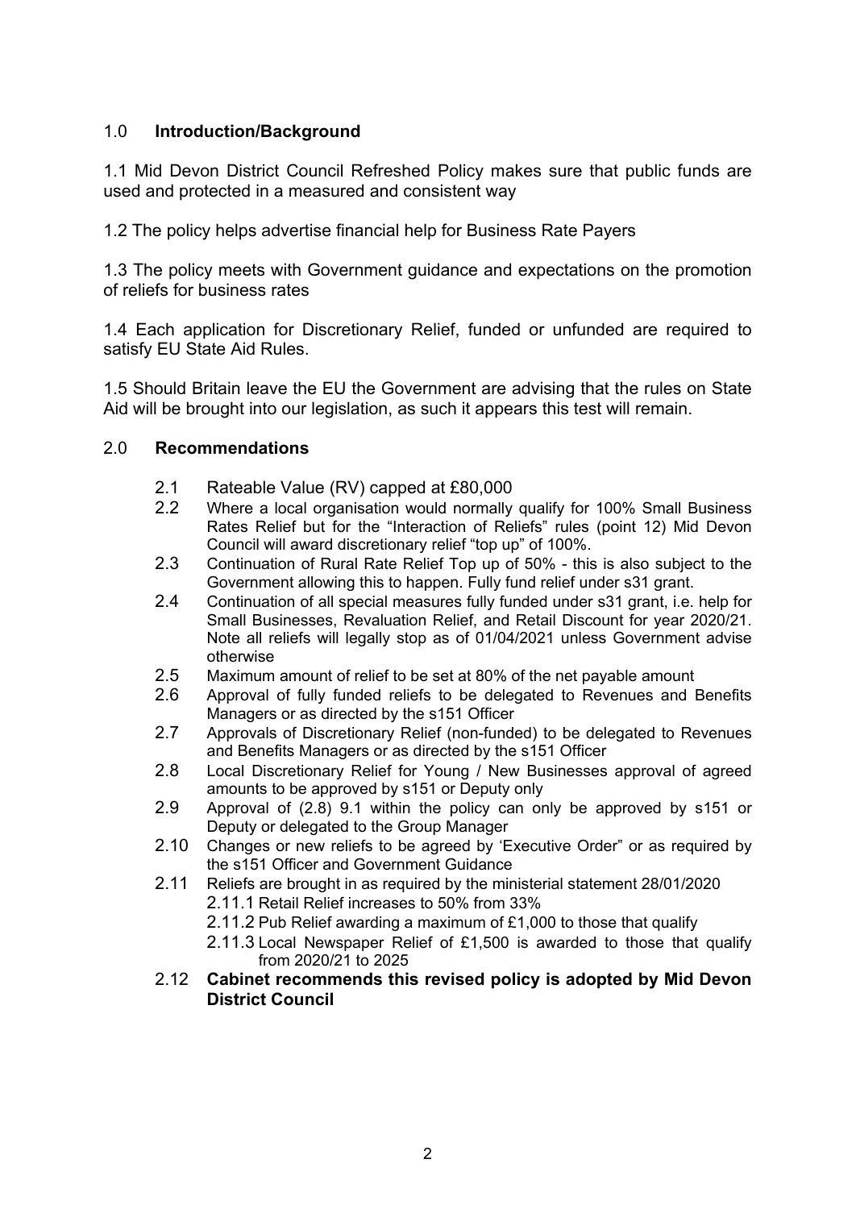## 1.0 **Introduction/Background**

1.1 Mid Devon District Council Refreshed Policy makes sure that public funds are used and protected in a measured and consistent way

1.2 The policy helps advertise financial help for Business Rate Payers

1.3 The policy meets with Government guidance and expectations on the promotion of reliefs for business rates

1.4 Each application for Discretionary Relief, funded or unfunded are required to satisfy EU State Aid Rules.

1.5 Should Britain leave the EU the Government are advising that the rules on State Aid will be brought into our legislation, as such it appears this test will remain.

## 2.0 **Recommendations**

- 2.1 Rateable Value (RV) capped at £80,000
- 2.2 Where a local organisation would normally qualify for 100% Small Business Rates Relief but for the "Interaction of Reliefs" rules (point 12) Mid Devon Council will award discretionary relief "top up" of 100%.
- 2.3 Continuation of Rural Rate Relief Top up of 50% - this is also subject to the Government allowing this to happen. Fully fund relief under s31 grant.
- 2.4 Continuation of all special measures fully funded under s31 grant, i.e. help for Small Businesses, Revaluation Relief, and Retail Discount for year 2020/21. Note all reliefs will legally stop as of 01/04/2021 unless Government advise otherwise
- 2.5 Maximum amount of relief to be set at 80% of the net payable amount
- 2.6 Approval of fully funded reliefs to be delegated to Revenues and Benefits Managers or as directed by the s151 Officer
- 2.7 Approvals of Discretionary Relief (non-funded) to be delegated to Revenues and Benefits Managers or as directed by the s151 Officer
- 2.8 Local Discretionary Relief for Young / New Businesses approval of agreed amounts to be approved by s151 or Deputy only
- 2.9 Approval of (2.8) 9.1 within the policy can only be approved by s151 or Deputy or delegated to the Group Manager
- 2.10 Changes or new reliefs to be agreed by 'Executive Order" or as required by the s151 Officer and Government Guidance
- 2.11 Reliefs are brought in as required by the ministerial statement 28/01/2020
  - 2.11.1 Retail Relief increases to 50% from 33%
  - 2.11.2 Pub Relief awarding a maximum of £1,000 to those that qualify
  - 2.11.3 Local Newspaper Relief of £1,500 is awarded to those that qualify from 2020/21 to 2025
- 2.12 **Cabinet recommends this revised policy is adopted by Mid Devon District Council**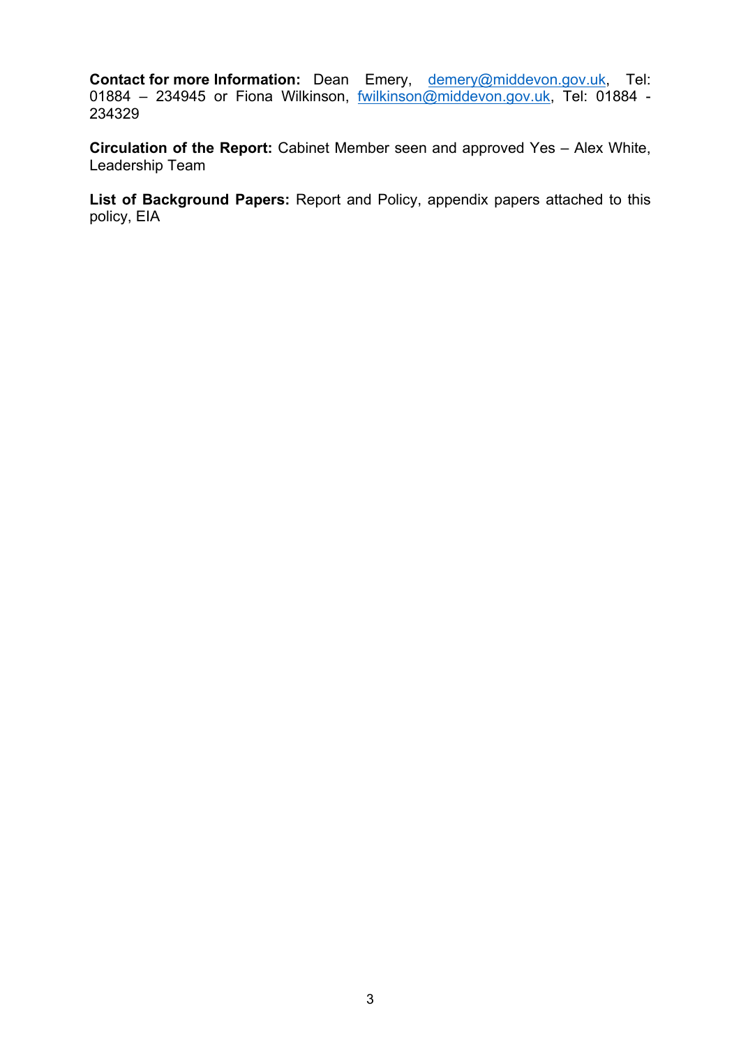**Contact for more Information:** Dean Emery, demery@middevon.gov.uk, Tel: 01884 – 234945 or Fiona Wilkinson, fwilkinson@middevon.gov.uk, Tel: 01884 - 234329

**Circulation of the Report:** Cabinet Member seen and approved Yes – Alex White, Leadership Team

**List of Background Papers:** Report and Policy, appendix papers attached to this policy, EIA